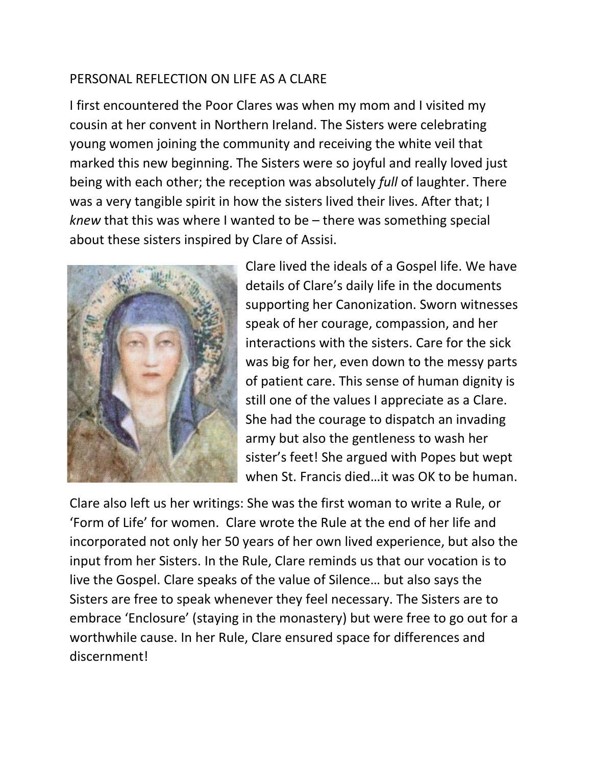# PERSONAL REFLECTION ON LIFE AS A CLARE

I first encountered the Poor Clares was when my mom and I visited my cousin at her convent in Northern Ireland. The Sisters were celebrating young women joining the community and receiving the white veil that marked this new beginning. The Sisters were so joyful and really loved just being with each other; the reception was absolutely *full* of laughter. There was a very tangible spirit in how the sisters lived their lives. After that; I *knew* that this was where I wanted to be – there was something special about these sisters inspired by Clare of Assisi.

Clare lived the ideals of a Gospel life. We have details of Clare's daily life in the documents supporting her Canonization. Sworn witnesses speak of her courage, compassion, and her interactions with the sisters. Care for the sick was big for her, even down to the messy parts of patient care. This sense of human dignity is still one of the values I appreciate as a Clare. She had the courage to dispatch an invading army but also the gentleness to wash her sister's feet! She argued with Popes but wept when St. Francis died…it was OK to be human.

Clare also left us her writings: She was the first woman to write a Rule, or 'Form of Life' for women. Clare wrote the Rule at the end of her life and incorporated not only her 50 years of her own lived experience, but also the input from her Sisters. In the Rule, Clare reminds us that our vocation is to live the Gospel. Clare speaks of the value of Silence… but also says the Sisters are free to speak whenever they feel necessary. The Sisters are to embrace 'Enclosure' (staying in the monastery) but were free to go out for a worthwhile cause. In her Rule, Clare ensured space for differences and discernment!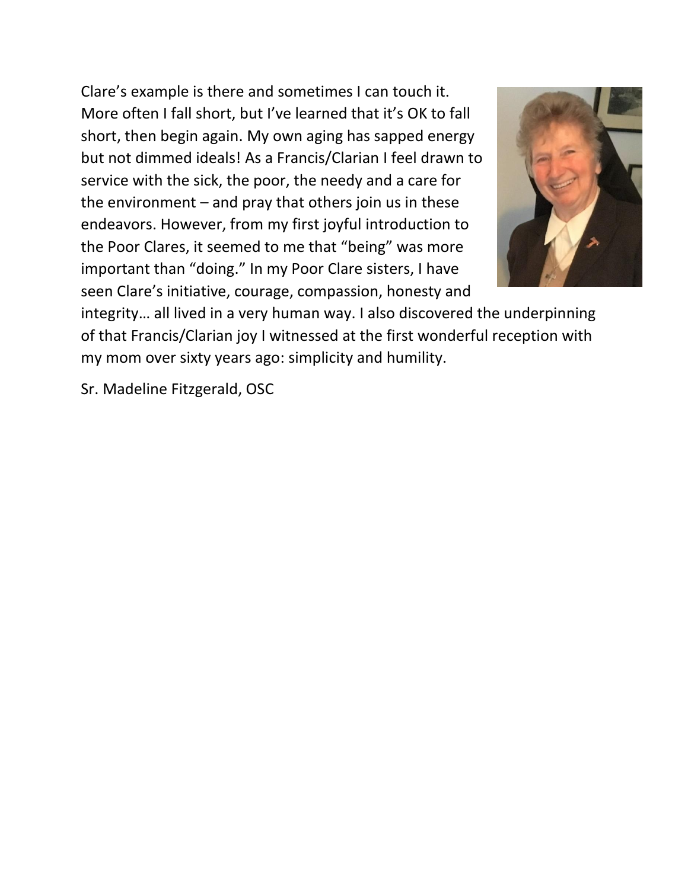Clare's example is there and sometimes I can touch it. More often I fall short, but I've learned that it's OK to fall short, then begin again. My own aging has sapped energy but not dimmed ideals! As a Francis/Clarian I feel drawn to service with the sick, the poor, the needy and a care for the environment – and pray that others join us in these endeavors. However, from my first joyful introduction to the Poor Clares, it seemed to me that "being" was more important than "doing." In my Poor Clare sisters, I have seen Clare's initiative, courage, compassion, honesty and integrity… all lived in a very human way. I also discovered the underpinning of that Francis/Clarian joy I witnessed at the first wonderful reception with my mom over sixty years ago: simplicity and humility.

Sr. Madeline Fitzgerald, OSC